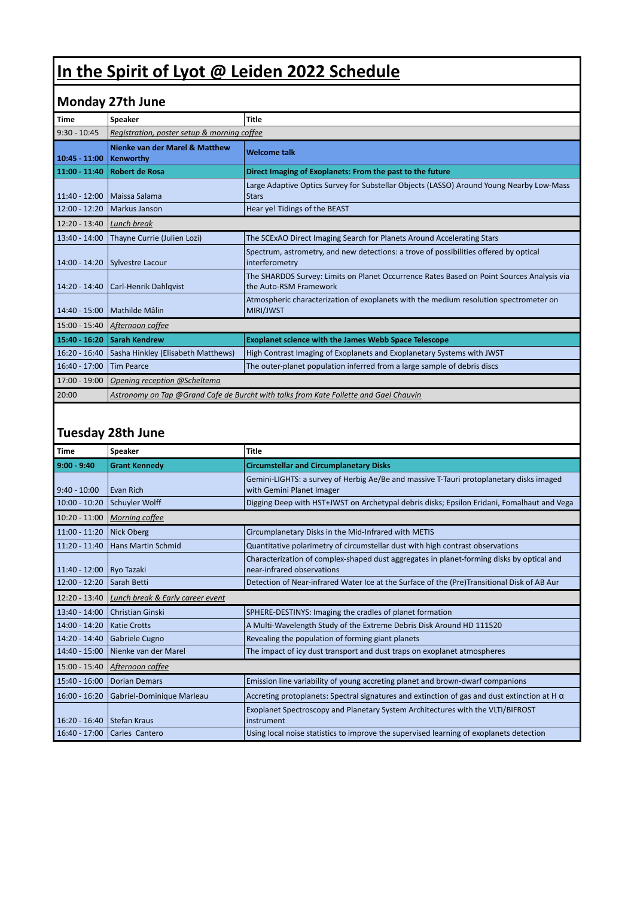# In the Spirit of Lyot @ Leiden 2022 Schedule

## Monday 27th June

| Time | Speaker | Title |
|---|---|---|
| 9:30 - 10:45 | *Registration, poster setup & morning coffee* | |
| **10:45 - 11:00** | **Nienke van der Marel & Matthew Kenworthy** | **Welcome talk** |
| **11:00 - 11:40** | **Robert de Rosa** | **Direct Imaging of Exoplanets: From the past to the future** |
| 11:40 - 12:00 | Maissa Salama | Large Adaptive Optics Survey for Substellar Objects (LASSO) Around Young Nearby Low-Mass Stars |
| 12:00 - 12:20 | Markus Janson | Hear ye! Tidings of the BEAST |
| 12:20 - 13:40 | *Lunch break* | |
| 13:40 - 14:00 | Thayne Currie (Julien Lozi) | The SCExAO Direct Imaging Search for Planets Around Accelerating Stars |
| 14:00 - 14:20 | Sylvestre Lacour | Spectrum, astrometry, and new detections: a trove of possibilities offered by optical interferometry |
| 14:20 - 14:40 | Carl-Henrik Dahlqvist | The SHARDDS Survey: Limits on Planet Occurrence Rates Based on Point Sources Analysis via the Auto-RSM Framework |
| 14:40 - 15:00 | Mathilde Mâlin | Atmospheric characterization of exoplanets with the medium resolution spectrometer on MIRI/JWST |
| 15:00 - 15:40 | *Afternoon coffee* | |
| **15:40 - 16:20** | **Sarah Kendrew** | **Exoplanet science with the James Webb Space Telescope** |
| 16:20 - 16:40 | Sasha Hinkley (Elisabeth Matthews) | High Contrast Imaging of Exoplanets and Exoplanetary Systems with JWST |
| 16:40 - 17:00 | Tim Pearce | The outer-planet population inferred from a large sample of debris discs |
| 17:00 - 19:00 | *Opening reception @Scheltema* | |
| 20:00 | *Astronomy on Tap @Grand Cafe de Burcht with talks from Kate Follette and Gael Chauvin* | |

## Tuesday 28th June

| Time | Speaker | Title |
|---|---|---|
| **9:00 - 9:40** | **Grant Kennedy** | **Circumstellar and Circumplanetary Disks** |
| 9:40 - 10:00 | Evan Rich | Gemini-LIGHTS: a survey of Herbig Ae/Be and massive T-Tauri protoplanetary disks imaged with Gemini Planet Imager |
| 10:00 - 10:20 | Schuyler Wolff | Digging Deep with HST+JWST on Archetypal debris disks; Epsilon Eridani, Fomalhaut and Vega |
| 10:20 - 11:00 | *Morning coffee* | |
| 11:00 - 11:20 | Nick Oberg | Circumplanetary Disks in the Mid-Infrared with METIS |
| 11:20 - 11:40 | Hans Martin Schmid | Quantitative polarimetry of circumstellar dust with high contrast observations |
| 11:40 - 12:00 | Ryo Tazaki | Characterization of complex-shaped dust aggregates in planet-forming disks by optical and near-infrared observations |
| 12:00 - 12:20 | Sarah Betti | Detection of Near-infrared Water Ice at the Surface of the (Pre)Transitional Disk of AB Aur |
| 12:20 - 13:40 | *Lunch break & Early career event* | |
| 13:40 - 14:00 | Christian Ginski | SPHERE-DESTINYS: Imaging the cradles of planet formation |
| 14:00 - 14:20 | Katie Crotts | A Multi-Wavelength Study of the Extreme Debris Disk Around HD 111520 |
| 14:20 - 14:40 | Gabriele Cugno | Revealing the population of forming giant planets |
| 14:40 - 15:00 | Nienke van der Marel | The impact of icy dust transport and dust traps on exoplanet atmospheres |
| 15:00 - 15:40 | *Afternoon coffee* | |
| 15:40 - 16:00 | Dorian Demars | Emission line variability of young accreting planet and brown-dwarf companions |
| 16:00 - 16:20 | Gabriel-Dominique Marleau | Accreting protoplanets: Spectral signatures and extinction of gas and dust extinction at H $\alpha$ |
| 16:20 - 16:40 | Stefan Kraus | Exoplanet Spectroscopy and Planetary System Architectures with the VLTI/BIFROST instrument |
| 16:40 - 17:00 | Carles Cantero | Using local noise statistics to improve the supervised learning of exoplanets detection |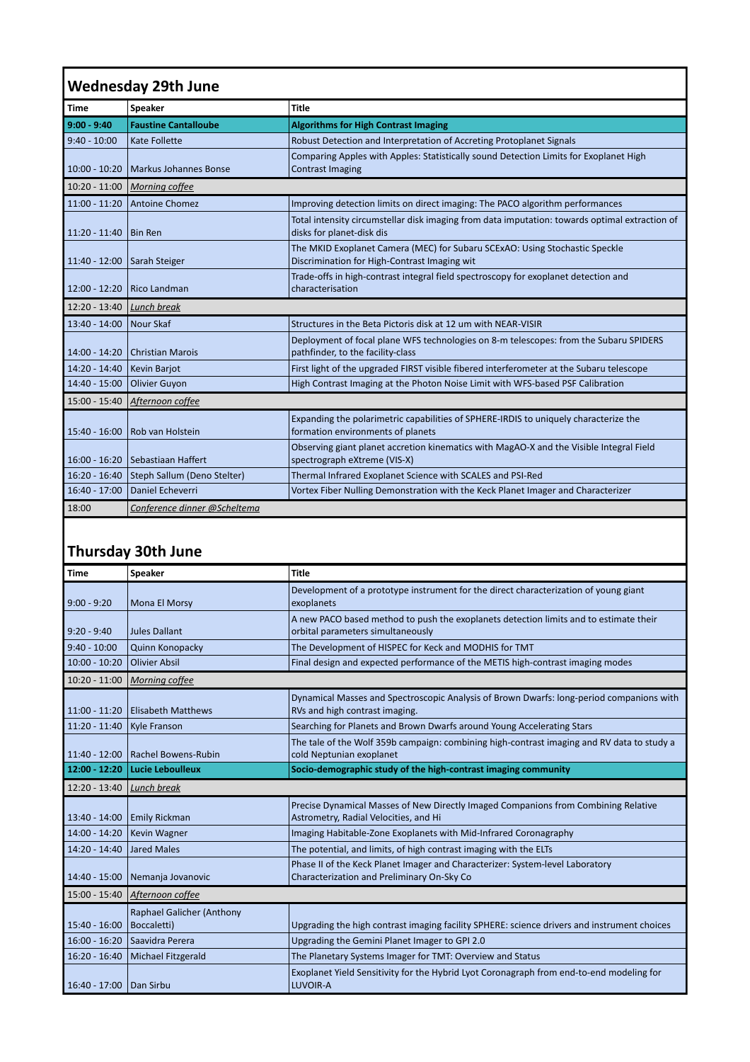## Wednesday 29th June

| Time | Speaker | Title |
|---|---|---|
| **9:00 - 9:40** | **Faustine Cantalloube** | **Algorithms for High Contrast Imaging** |
| 9:40 - 10:00 | Kate Follette | Robust Detection and Interpretation of Accreting Protoplanet Signals |
| 10:00 - 10:20 | Markus Johannes Bonse | Comparing Apples with Apples: Statistically sound Detection Limits for Exoplanet High Contrast Imaging |
| 10:20 - 11:00 | *Morning coffee* | |
| 11:00 - 11:20 | Antoine Chomez | Improving detection limits on direct imaging: The PACO algorithm performances |
| 11:20 - 11:40 | Bin Ren | Total intensity circumstellar disk imaging from data imputation: towards optimal extraction of disks for planet-disk dis |
| 11:40 - 12:00 | Sarah Steiger | The MKID Exoplanet Camera (MEC) for Subaru SCExAO: Using Stochastic Speckle Discrimination for High-Contrast Imaging wit |
| 12:00 - 12:20 | Rico Landman | Trade-offs in high-contrast integral field spectroscopy for exoplanet detection and characterisation |
| 12:20 - 13:40 | *Lunch break* | |
| 13:40 - 14:00 | Nour Skaf | Structures in the Beta Pictoris disk at 12 um with NEAR-VISIR |
| 14:00 - 14:20 | Christian Marois | Deployment of focal plane WFS technologies on 8-m telescopes: from the Subaru SPIDERS pathfinder, to the facility-class |
| 14:20 - 14:40 | Kevin Barjot | First light of the upgraded FIRST visible fibered interferometer at the Subaru telescope |
| 14:40 - 15:00 | Olivier Guyon | High Contrast Imaging at the Photon Noise Limit with WFS-based PSF Calibration |
| 15:00 - 15:40 | *Afternoon coffee* | |
| 15:40 - 16:00 | Rob van Holstein | Expanding the polarimetric capabilities of SPHERE-IRDIS to uniquely characterize the formation environments of planets |
| 16:00 - 16:20 | Sebastiaan Haffert | Observing giant planet accretion kinematics with MagAO-X and the Visible Integral Field spectrograph eXtreme (VIS-X) |
| 16:20 - 16:40 | Steph Sallum (Deno Stelter) | Thermal Infrared Exoplanet Science with SCALES and PSI-Red |
| 16:40 - 17:00 | Daniel Echeverri | Vortex Fiber Nulling Demonstration with the Keck Planet Imager and Characterizer |
| 18:00 | *Conference dinner @Scheltema* | |

## Thursday 30th June

| Time | Speaker | Title |
|---|---|---|
| 9:00 - 9:20 | Mona El Morsy | Development of a prototype instrument for the direct characterization of young giant exoplanets |
| 9:20 - 9:40 | Jules Dallant | A new PACO based method to push the exoplanets detection limits and to estimate their orbital parameters simultaneously |
| 9:40 - 10:00 | Quinn Konopacky | The Development of HISPEC for Keck and MODHIS for TMT |
| 10:00 - 10:20 | Olivier Absil | Final design and expected performance of the METIS high-contrast imaging modes |
| 10:20 - 11:00 | *Morning coffee* | |
| 11:00 - 11:20 | Elisabeth Matthews | Dynamical Masses and Spectroscopic Analysis of Brown Dwarfs: long-period companions with RVs and high contrast imaging. |
| 11:20 - 11:40 | Kyle Franson | Searching for Planets and Brown Dwarfs around Young Accelerating Stars |
| 11:40 - 12:00 | Rachel Bowens-Rubin | The tale of the Wolf 359b campaign: combining high-contrast imaging and RV data to study a cold Neptunian exoplanet |
| **12:00 - 12:20** | **Lucie Leboulleux** | **Socio-demographic study of the high-contrast imaging community** |
| 12:20 - 13:40 | *Lunch break* | |
| 13:40 - 14:00 | Emily Rickman | Precise Dynamical Masses of New Directly Imaged Companions from Combining Relative Astrometry, Radial Velocities, and Hi |
| 14:00 - 14:20 | Kevin Wagner | Imaging Habitable-Zone Exoplanets with Mid-Infrared Coronagraphy |
| 14:20 - 14:40 | Jared Males | The potential, and limits, of high contrast imaging with the ELTs |
| 14:40 - 15:00 | Nemanja Jovanovic | Phase II of the Keck Planet Imager and Characterizer: System-level Laboratory Characterization and Preliminary On-Sky Co |
| 15:00 - 15:40 | *Afternoon coffee* | |
| 15:40 - 16:00 | Raphael Galicher (Anthony Boccaletti) | Upgrading the high contrast imaging facility SPHERE: science drivers and instrument choices |
| 16:00 - 16:20 | Saavidra Perera | Upgrading the Gemini Planet Imager to GPI 2.0 |
| 16:20 - 16:40 | Michael Fitzgerald | The Planetary Systems Imager for TMT: Overview and Status |
| 16:40 - 17:00 | Dan Sirbu | Exoplanet Yield Sensitivity for the Hybrid Lyot Coronagraph from end-to-end modeling for LUVOIR-A |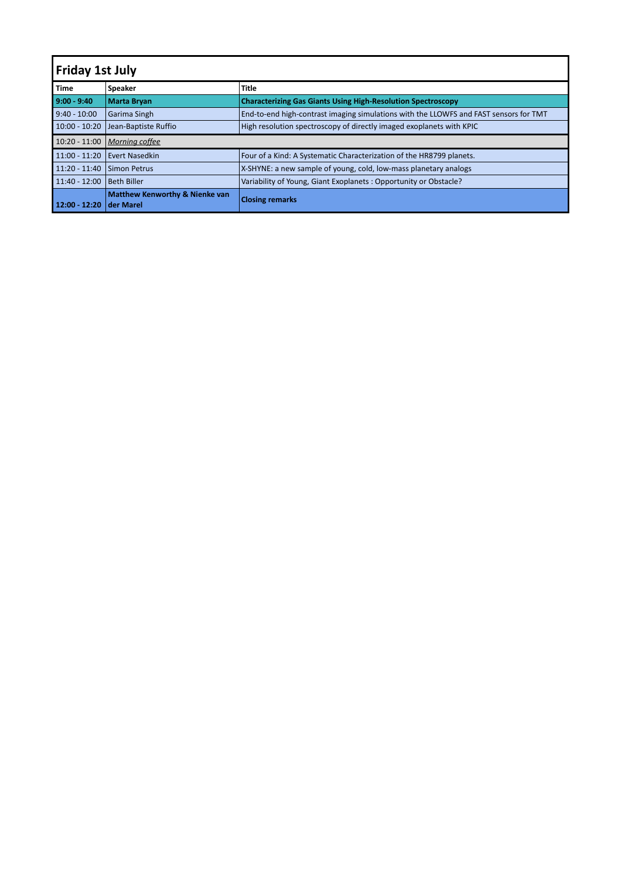## Friday 1st July

| Time | Speaker | Title |
|---|---|---|
| **9:00 - 9:40** | **Marta Bryan** | **Characterizing Gas Giants Using High-Resolution Spectroscopy** |
| 9:40 - 10:00 | Garima Singh | End-to-end high-contrast imaging simulations with the LLOWFS and FAST sensors for TMT |
| 10:00 - 10:20 | Jean-Baptiste Ruffio | High resolution spectroscopy of directly imaged exoplanets with KPIC |
| 10:20 - 11:00 | *Morning coffee* | |
| 11:00 - 11:20 | Evert Nasedkin | Four of a Kind: A Systematic Characterization of the HR8799 planets. |
| 11:20 - 11:40 | Simon Petrus | X-SHYNE: a new sample of young, cold, low-mass planetary analogs |
| 11:40 - 12:00 | Beth Biller | Variability of Young, Giant Exoplanets : Opportunity or Obstacle? |
| **12:00 - 12:20** | **Matthew Kenworthy & Nienke van der Marel** | **Closing remarks** |